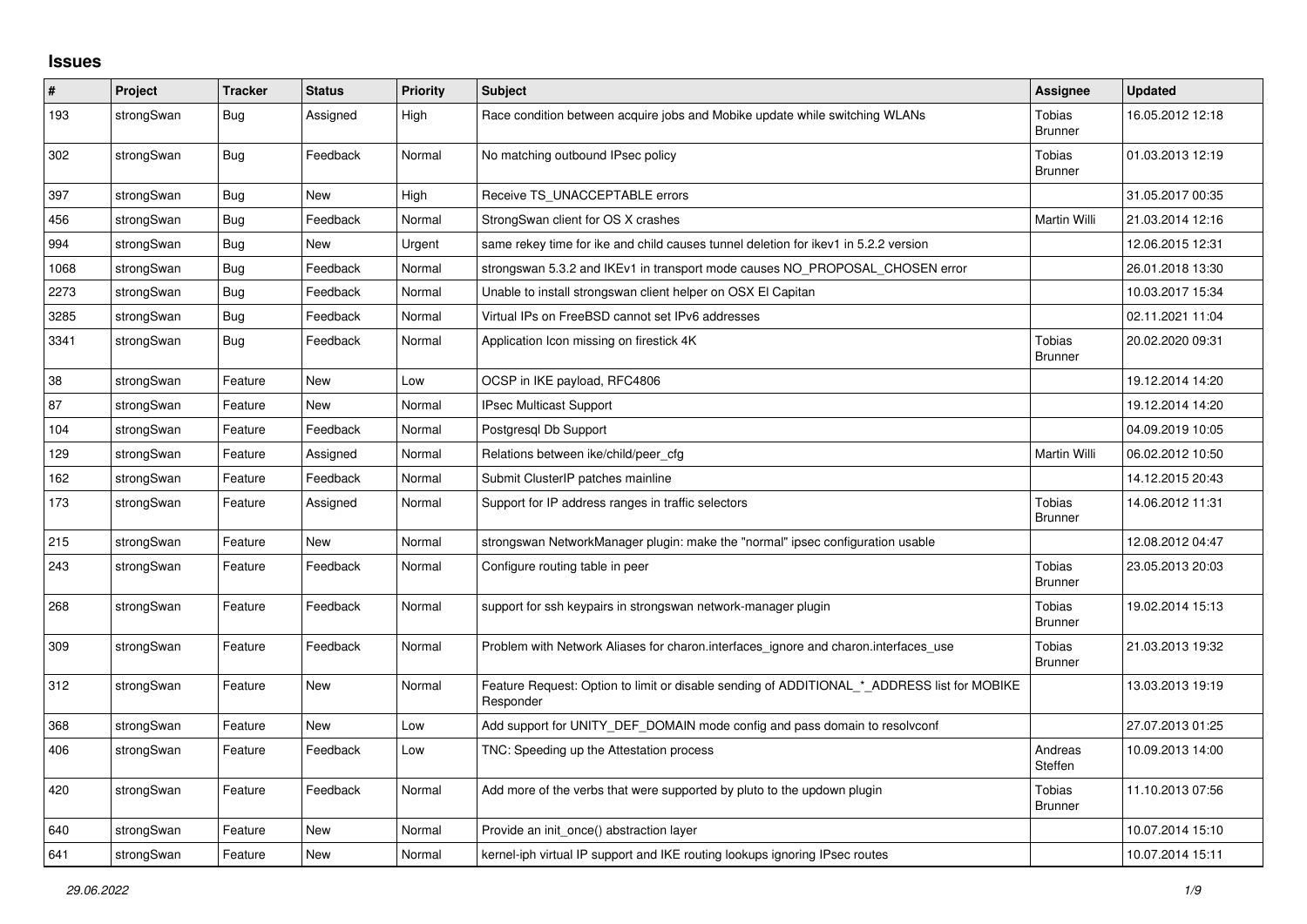## Issues

| # | Project | Tracker | Status | Priority | Subject | Assignee | Updated |
|---|---|---|---|---|---|---|---|
| 193 | strongSwan | Bug | Assigned | High | Race condition between acquire jobs and Mobike update while switching WLANs | Tobias Brunner | 16.05.2012 12:18 |
| 302 | strongSwan | Bug | Feedback | Normal | No matching outbound IPsec policy | Tobias Brunner | 01.03.2013 12:19 |
| 397 | strongSwan | Bug | New | High | Receive TS_UNACCEPTABLE errors | | 31.05.2017 00:35 |
| 456 | strongSwan | Bug | Feedback | Normal | StrongSwan client for OS X crashes | Martin Willi | 21.03.2014 12:16 |
| 994 | strongSwan | Bug | New | Urgent | same rekey time for ike and child causes tunnel deletion for ikev1 in 5.2.2 version | | 12.06.2015 12:31 |
| 1068 | strongSwan | Bug | Feedback | Normal | strongswan 5.3.2 and IKEv1 in transport mode causes NO_PROPOSAL_CHOSEN error | | 26.01.2018 13:30 |
| 2273 | strongSwan | Bug | Feedback | Normal | Unable to install strongswan client helper on OSX El Capitan | | 10.03.2017 15:34 |
| 3285 | strongSwan | Bug | Feedback | Normal | Virtual IPs on FreeBSD cannot set IPv6 addresses | | 02.11.2021 11:04 |
| 3341 | strongSwan | Bug | Feedback | Normal | Application Icon missing on firestick 4K | Tobias Brunner | 20.02.2020 09:31 |
| 38 | strongSwan | Feature | New | Low | OCSP in IKE payload, RFC4806 | | 19.12.2014 14:20 |
| 87 | strongSwan | Feature | New | Normal | IPsec Multicast Support | | 19.12.2014 14:20 |
| 104 | strongSwan | Feature | Feedback | Normal | Postgresql Db Support | | 04.09.2019 10:05 |
| 129 | strongSwan | Feature | Assigned | Normal | Relations between ike/child/peer_cfg | Martin Willi | 06.02.2012 10:50 |
| 162 | strongSwan | Feature | Feedback | Normal | Submit ClusterIP patches mainline | | 14.12.2015 20:43 |
| 173 | strongSwan | Feature | Assigned | Normal | Support for IP address ranges in traffic selectors | Tobias Brunner | 14.06.2012 11:31 |
| 215 | strongSwan | Feature | New | Normal | strongswan NetworkManager plugin: make the "normal" ipsec configuration usable | | 12.08.2012 04:47 |
| 243 | strongSwan | Feature | Feedback | Normal | Configure routing table in peer | Tobias Brunner | 23.05.2013 20:03 |
| 268 | strongSwan | Feature | Feedback | Normal | support for ssh keypairs in strongswan network-manager plugin | Tobias Brunner | 19.02.2014 15:13 |
| 309 | strongSwan | Feature | Feedback | Normal | Problem with Network Aliases for charon.interfaces_ignore and charon.interfaces_use | Tobias Brunner | 21.03.2013 19:32 |
| 312 | strongSwan | Feature | New | Normal | Feature Request: Option to limit or disable sending of ADDITIONAL_*_ADDRESS list for MOBIKE Responder | | 13.03.2013 19:19 |
| 368 | strongSwan | Feature | New | Low | Add support for UNITY_DEF_DOMAIN mode config and pass domain to resolvconf | | 27.07.2013 01:25 |
| 406 | strongSwan | Feature | Feedback | Low | TNC: Speeding up the Attestation process | Andreas Steffen | 10.09.2013 14:00 |
| 420 | strongSwan | Feature | Feedback | Normal | Add more of the verbs that were supported by pluto to the updown plugin | Tobias Brunner | 11.10.2013 07:56 |
| 640 | strongSwan | Feature | New | Normal | Provide an init_once() abstraction layer | | 10.07.2014 15:10 |
| 641 | strongSwan | Feature | New | Normal | kernel-iph virtual IP support and IKE routing lookups ignoring IPsec routes | | 10.07.2014 15:11 |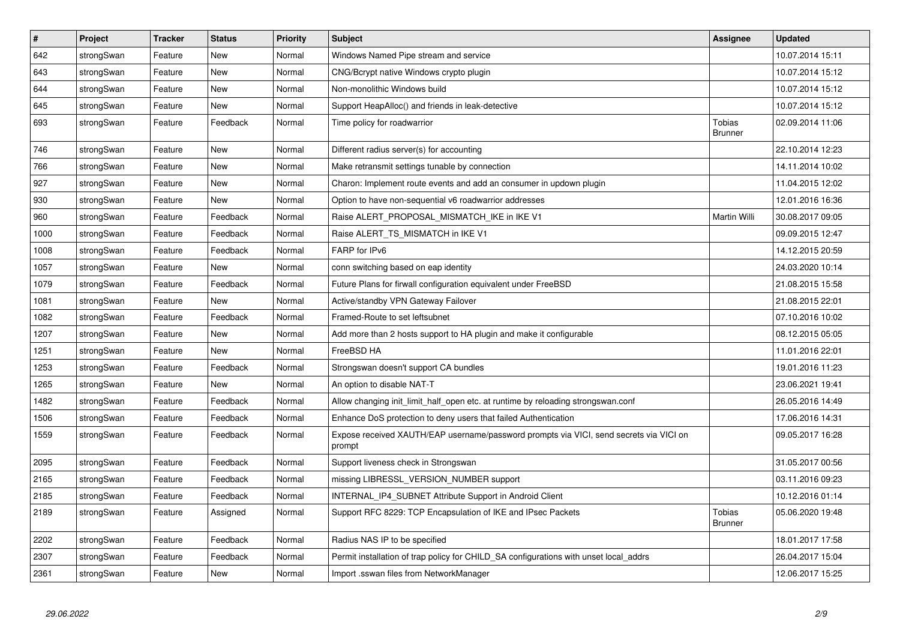| # | Project | Tracker | Status | Priority | Subject | Assignee | Updated |
|---|---|---|---|---|---|---|---|
| 642 | strongSwan | Feature | New | Normal | Windows Named Pipe stream and service | | 10.07.2014 15:11 |
| 643 | strongSwan | Feature | New | Normal | CNG/Bcrypt native Windows crypto plugin | | 10.07.2014 15:12 |
| 644 | strongSwan | Feature | New | Normal | Non-monolithic Windows build | | 10.07.2014 15:12 |
| 645 | strongSwan | Feature | New | Normal | Support HeapAlloc() and friends in leak-detective | | 10.07.2014 15:12 |
| 693 | strongSwan | Feature | Feedback | Normal | Time policy for roadwarrior | Tobias Brunner | 02.09.2014 11:06 |
| 746 | strongSwan | Feature | New | Normal | Different radius server(s) for accounting | | 22.10.2014 12:23 |
| 766 | strongSwan | Feature | New | Normal | Make retransmit settings tunable by connection | | 14.11.2014 10:02 |
| 927 | strongSwan | Feature | New | Normal | Charon: Implement route events and add an consumer in updown plugin | | 11.04.2015 12:02 |
| 930 | strongSwan | Feature | New | Normal | Option to have non-sequential v6 roadwarrior addresses | | 12.01.2016 16:36 |
| 960 | strongSwan | Feature | Feedback | Normal | Raise ALERT_PROPOSAL_MISMATCH_IKE in IKE V1 | Martin Willi | 30.08.2017 09:05 |
| 1000 | strongSwan | Feature | Feedback | Normal | Raise ALERT_TS_MISMATCH in IKE V1 | | 09.09.2015 12:47 |
| 1008 | strongSwan | Feature | Feedback | Normal | FARP for IPv6 | | 14.12.2015 20:59 |
| 1057 | strongSwan | Feature | New | Normal | conn switching based on eap identity | | 24.03.2020 10:14 |
| 1079 | strongSwan | Feature | Feedback | Normal | Future Plans for firwall configuration equivalent under FreeBSD | | 21.08.2015 15:58 |
| 1081 | strongSwan | Feature | New | Normal | Active/standby VPN Gateway Failover | | 21.08.2015 22:01 |
| 1082 | strongSwan | Feature | Feedback | Normal | Framed-Route to set leftsubnet | | 07.10.2016 10:02 |
| 1207 | strongSwan | Feature | New | Normal | Add more than 2 hosts support to HA plugin and make it configurable | | 08.12.2015 05:05 |
| 1251 | strongSwan | Feature | New | Normal | FreeBSD HA | | 11.01.2016 22:01 |
| 1253 | strongSwan | Feature | Feedback | Normal | Strongswan doesn't support CA bundles | | 19.01.2016 11:23 |
| 1265 | strongSwan | Feature | New | Normal | An option to disable NAT-T | | 23.06.2021 19:41 |
| 1482 | strongSwan | Feature | Feedback | Normal | Allow changing init_limit_half_open etc. at runtime by reloading strongswan.conf | | 26.05.2016 14:49 |
| 1506 | strongSwan | Feature | Feedback | Normal | Enhance DoS protection to deny users that failed Authentication | | 17.06.2016 14:31 |
| 1559 | strongSwan | Feature | Feedback | Normal | Expose received XAUTH/EAP username/password prompts via VICI, send secrets via VICI on prompt | | 09.05.2017 16:28 |
| 2095 | strongSwan | Feature | Feedback | Normal | Support liveness check in Strongswan | | 31.05.2017 00:56 |
| 2165 | strongSwan | Feature | Feedback | Normal | missing LIBRESSL_VERSION_NUMBER support | | 03.11.2016 09:23 |
| 2185 | strongSwan | Feature | Feedback | Normal | INTERNAL_IP4_SUBNET Attribute Support in Android Client | | 10.12.2016 01:14 |
| 2189 | strongSwan | Feature | Assigned | Normal | Support RFC 8229: TCP Encapsulation of IKE and IPsec Packets | Tobias Brunner | 05.06.2020 19:48 |
| 2202 | strongSwan | Feature | Feedback | Normal | Radius NAS IP to be specified | | 18.01.2017 17:58 |
| 2307 | strongSwan | Feature | Feedback | Normal | Permit installation of trap policy for CHILD_SA configurations with unset local_addrs | | 26.04.2017 15:04 |
| 2361 | strongSwan | Feature | New | Normal | Import .sswan files from NetworkManager | | 12.06.2017 15:25 |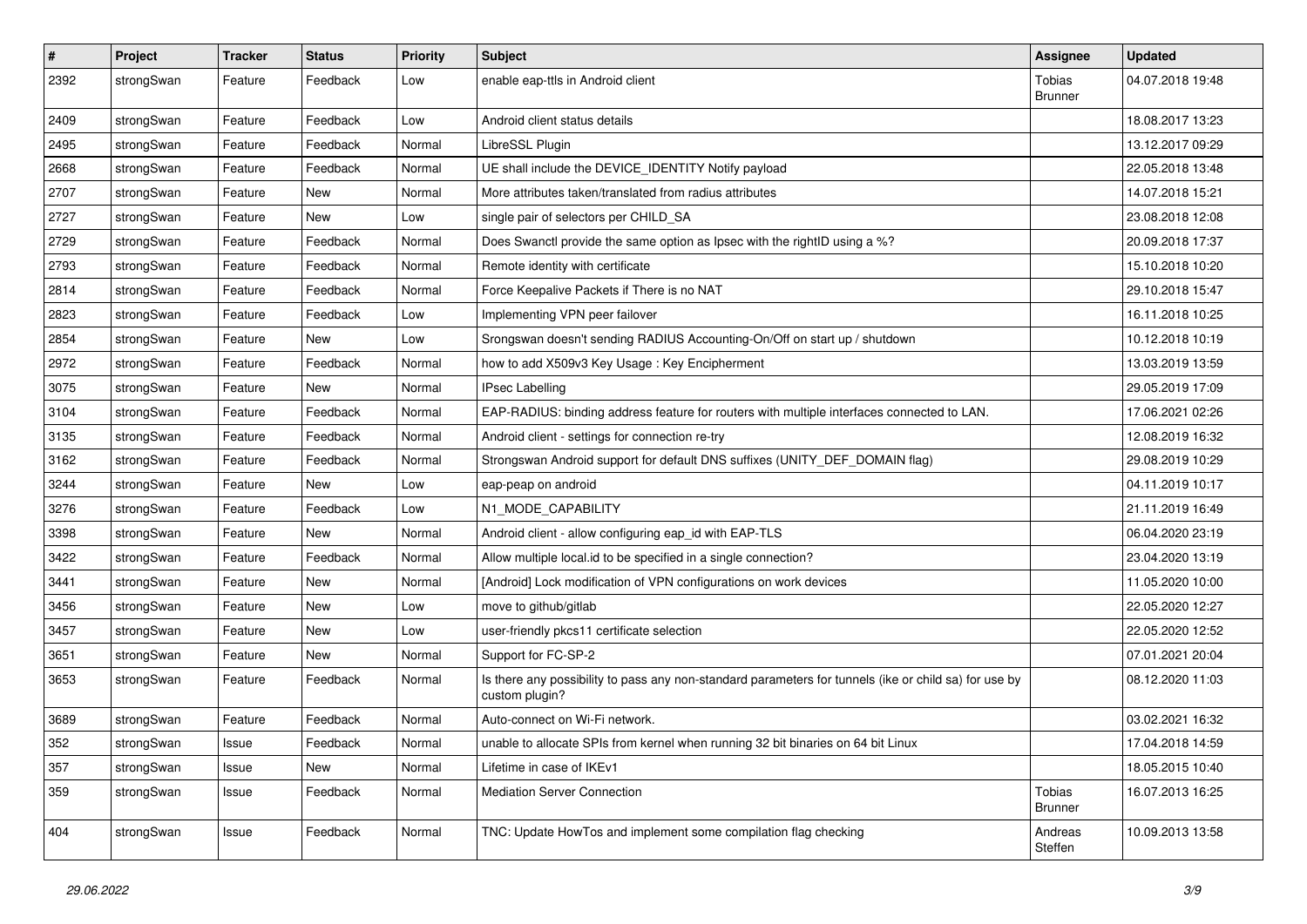| # | Project | Tracker | Status | Priority | Subject | Assignee | Updated |
|---|---|---|---|---|---|---|---|
| 2392 | strongSwan | Feature | Feedback | Low | enable eap-ttls in Android client | Tobias Brunner | 04.07.2018 19:48 |
| 2409 | strongSwan | Feature | Feedback | Low | Android client status details | | 18.08.2017 13:23 |
| 2495 | strongSwan | Feature | Feedback | Normal | LibreSSL Plugin | | 13.12.2017 09:29 |
| 2668 | strongSwan | Feature | Feedback | Normal | UE shall include the DEVICE_IDENTITY Notify payload | | 22.05.2018 13:48 |
| 2707 | strongSwan | Feature | New | Normal | More attributes taken/translated from radius attributes | | 14.07.2018 15:21 |
| 2727 | strongSwan | Feature | New | Low | single pair of selectors per CHILD_SA | | 23.08.2018 12:08 |
| 2729 | strongSwan | Feature | Feedback | Normal | Does Swanctl provide the same option as Ipsec with the rightID using a %? | | 20.09.2018 17:37 |
| 2793 | strongSwan | Feature | Feedback | Normal | Remote identity with certificate | | 15.10.2018 10:20 |
| 2814 | strongSwan | Feature | Feedback | Normal | Force Keepalive Packets if There is no NAT | | 29.10.2018 15:47 |
| 2823 | strongSwan | Feature | Feedback | Low | Implementing VPN peer failover | | 16.11.2018 10:25 |
| 2854 | strongSwan | Feature | New | Low | Srongswan doesn't sending RADIUS Accounting-On/Off on start up / shutdown | | 10.12.2018 10:19 |
| 2972 | strongSwan | Feature | Feedback | Normal | how to add X509v3 Key Usage : Key Encipherment | | 13.03.2019 13:59 |
| 3075 | strongSwan | Feature | New | Normal | IPsec Labelling | | 29.05.2019 17:09 |
| 3104 | strongSwan | Feature | Feedback | Normal | EAP-RADIUS: binding address feature for routers with multiple interfaces connected to LAN. | | 17.06.2021 02:26 |
| 3135 | strongSwan | Feature | Feedback | Normal | Android client - settings for connection re-try | | 12.08.2019 16:32 |
| 3162 | strongSwan | Feature | Feedback | Normal | Strongswan Android support for default DNS suffixes (UNITY_DEF_DOMAIN flag) | | 29.08.2019 10:29 |
| 3244 | strongSwan | Feature | New | Low | eap-peap on android | | 04.11.2019 10:17 |
| 3276 | strongSwan | Feature | Feedback | Low | N1_MODE_CAPABILITY | | 21.11.2019 16:49 |
| 3398 | strongSwan | Feature | New | Normal | Android client - allow configuring eap_id with EAP-TLS | | 06.04.2020 23:19 |
| 3422 | strongSwan | Feature | Feedback | Normal | Allow multiple local.id to be specified in a single connection? | | 23.04.2020 13:19 |
| 3441 | strongSwan | Feature | New | Normal | [Android] Lock modification of VPN configurations on work devices | | 11.05.2020 10:00 |
| 3456 | strongSwan | Feature | New | Low | move to github/gitlab | | 22.05.2020 12:27 |
| 3457 | strongSwan | Feature | New | Low | user-friendly pkcs11 certificate selection | | 22.05.2020 12:52 |
| 3651 | strongSwan | Feature | New | Normal | Support for FC-SP-2 | | 07.01.2021 20:04 |
| 3653 | strongSwan | Feature | Feedback | Normal | Is there any possibility to pass any non-standard parameters for tunnels (ike or child sa) for use by custom plugin? | | 08.12.2020 11:03 |
| 3689 | strongSwan | Feature | Feedback | Normal | Auto-connect on Wi-Fi network. | | 03.02.2021 16:32 |
| 352 | strongSwan | Issue | Feedback | Normal | unable to allocate SPIs from kernel when running 32 bit binaries on 64 bit Linux | | 17.04.2018 14:59 |
| 357 | strongSwan | Issue | New | Normal | Lifetime in case of IKEv1 | | 18.05.2015 10:40 |
| 359 | strongSwan | Issue | Feedback | Normal | Mediation Server Connection | Tobias Brunner | 16.07.2013 16:25 |
| 404 | strongSwan | Issue | Feedback | Normal | TNC: Update HowTos and implement some compilation flag checking | Andreas Steffen | 10.09.2013 13:58 |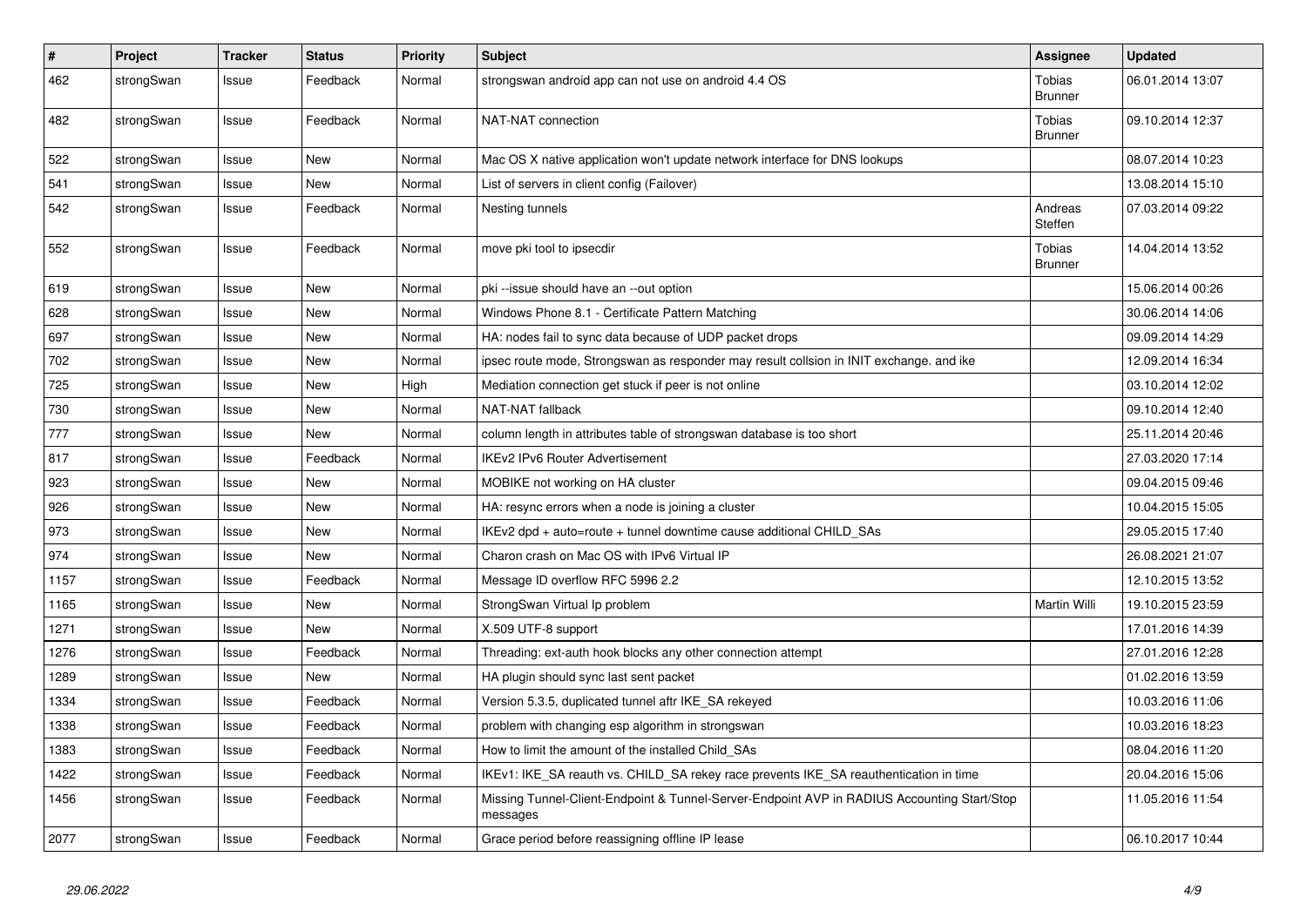| # | Project | Tracker | Status | Priority | Subject | Assignee | Updated |
|---|---|---|---|---|---|---|---|
| 462 | strongSwan | Issue | Feedback | Normal | strongswan android app can not use on android 4.4 OS | Tobias Brunner | 06.01.2014 13:07 |
| 482 | strongSwan | Issue | Feedback | Normal | NAT-NAT connection | Tobias Brunner | 09.10.2014 12:37 |
| 522 | strongSwan | Issue | New | Normal | Mac OS X native application won't update network interface for DNS lookups | | 08.07.2014 10:23 |
| 541 | strongSwan | Issue | New | Normal | List of servers in client config (Failover) | | 13.08.2014 15:10 |
| 542 | strongSwan | Issue | Feedback | Normal | Nesting tunnels | Andreas Steffen | 07.03.2014 09:22 |
| 552 | strongSwan | Issue | Feedback | Normal | move pki tool to ipsecdir | Tobias Brunner | 14.04.2014 13:52 |
| 619 | strongSwan | Issue | New | Normal | pki --issue should have an --out option | | 15.06.2014 00:26 |
| 628 | strongSwan | Issue | New | Normal | Windows Phone 8.1 - Certificate Pattern Matching | | 30.06.2014 14:06 |
| 697 | strongSwan | Issue | New | Normal | HA: nodes fail to sync data because of UDP packet drops | | 09.09.2014 14:29 |
| 702 | strongSwan | Issue | New | Normal | ipsec route mode, Strongswan as responder may result collsion in INIT exchange. and ike | | 12.09.2014 16:34 |
| 725 | strongSwan | Issue | New | High | Mediation connection get stuck if peer is not online | | 03.10.2014 12:02 |
| 730 | strongSwan | Issue | New | Normal | NAT-NAT fallback | | 09.10.2014 12:40 |
| 777 | strongSwan | Issue | New | Normal | column length in attributes table of strongswan database is too short | | 25.11.2014 20:46 |
| 817 | strongSwan | Issue | Feedback | Normal | IKEv2 IPv6 Router Advertisement | | 27.03.2020 17:14 |
| 923 | strongSwan | Issue | New | Normal | MOBIKE not working on HA cluster | | 09.04.2015 09:46 |
| 926 | strongSwan | Issue | New | Normal | HA: resync errors when a node is joining a cluster | | 10.04.2015 15:05 |
| 973 | strongSwan | Issue | New | Normal | IKEv2 dpd + auto=route + tunnel downtime cause additional CHILD_SAs | | 29.05.2015 17:40 |
| 974 | strongSwan | Issue | New | Normal | Charon crash on Mac OS with IPv6 Virtual IP | | 26.08.2021 21:07 |
| 1157 | strongSwan | Issue | Feedback | Normal | Message ID overflow RFC 5996 2.2 | | 12.10.2015 13:52 |
| 1165 | strongSwan | Issue | New | Normal | StrongSwan Virtual Ip problem | Martin Willi | 19.10.2015 23:59 |
| 1271 | strongSwan | Issue | New | Normal | X.509 UTF-8 support | | 17.01.2016 14:39 |
| 1276 | strongSwan | Issue | Feedback | Normal | Threading: ext-auth hook blocks any other connection attempt | | 27.01.2016 12:28 |
| 1289 | strongSwan | Issue | New | Normal | HA plugin should sync last sent packet | | 01.02.2016 13:59 |
| 1334 | strongSwan | Issue | Feedback | Normal | Version 5.3.5, duplicated tunnel aftr IKE_SA rekeyed | | 10.03.2016 11:06 |
| 1338 | strongSwan | Issue | Feedback | Normal | problem with changing esp algorithm in strongswan | | 10.03.2016 18:23 |
| 1383 | strongSwan | Issue | Feedback | Normal | How to limit the amount of the installed Child_SAs | | 08.04.2016 11:20 |
| 1422 | strongSwan | Issue | Feedback | Normal | IKEv1: IKE_SA reauth vs. CHILD_SA rekey race prevents IKE_SA reauthentication in time | | 20.04.2016 15:06 |
| 1456 | strongSwan | Issue | Feedback | Normal | Missing Tunnel-Client-Endpoint & Tunnel-Server-Endpoint AVP in RADIUS Accounting Start/Stop messages | | 11.05.2016 11:54 |
| 2077 | strongSwan | Issue | Feedback | Normal | Grace period before reassigning offline IP lease | | 06.10.2017 10:44 |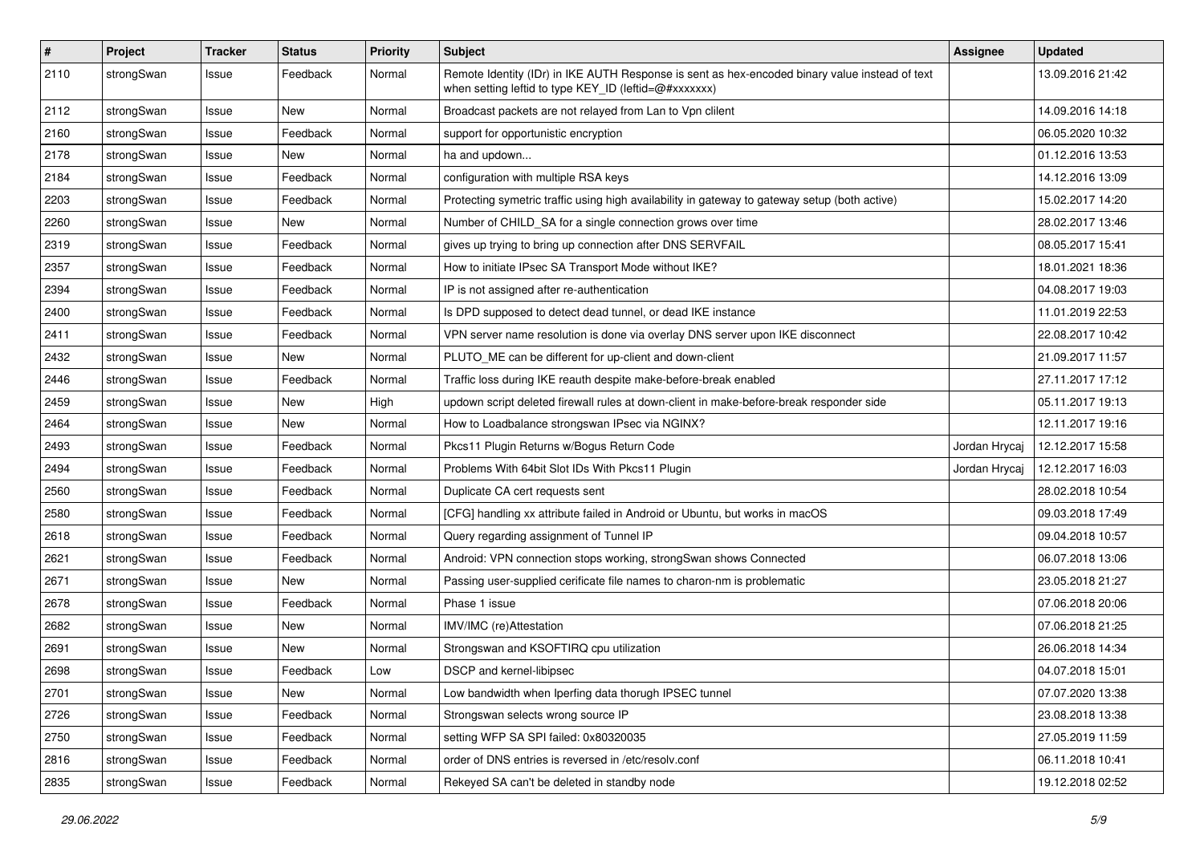| # | Project | Tracker | Status | Priority | Subject | Assignee | Updated |
| --- | --- | --- | --- | --- | --- | --- | --- |
| 2110 | strongSwan | Issue | Feedback | Normal | Remote Identity (IDr) in IKE AUTH Response is sent as hex-encoded binary value instead of text when setting leftid to type KEY_ID (leftid=@#xxxxxxx) | | 13.09.2016 21:42 |
| 2112 | strongSwan | Issue | New | Normal | Broadcast packets are not relayed from Lan to Vpn clilent | | 14.09.2016 14:18 |
| 2160 | strongSwan | Issue | Feedback | Normal | support for opportunistic encryption | | 06.05.2020 10:32 |
| 2178 | strongSwan | Issue | New | Normal | ha and updown... | | 01.12.2016 13:53 |
| 2184 | strongSwan | Issue | Feedback | Normal | configuration with multiple RSA keys | | 14.12.2016 13:09 |
| 2203 | strongSwan | Issue | Feedback | Normal | Protecting symetric traffic using high availability in gateway to gateway setup (both active) | | 15.02.2017 14:20 |
| 2260 | strongSwan | Issue | New | Normal | Number of CHILD_SA for a single connection grows over time | | 28.02.2017 13:46 |
| 2319 | strongSwan | Issue | Feedback | Normal | gives up trying to bring up connection after DNS SERVFAIL | | 08.05.2017 15:41 |
| 2357 | strongSwan | Issue | Feedback | Normal | How to initiate IPsec SA Transport Mode without IKE? | | 18.01.2021 18:36 |
| 2394 | strongSwan | Issue | Feedback | Normal | IP is not assigned after re-authentication | | 04.08.2017 19:03 |
| 2400 | strongSwan | Issue | Feedback | Normal | Is DPD supposed to detect dead tunnel, or dead IKE instance | | 11.01.2019 22:53 |
| 2411 | strongSwan | Issue | Feedback | Normal | VPN server name resolution is done via overlay DNS server upon IKE disconnect | | 22.08.2017 10:42 |
| 2432 | strongSwan | Issue | New | Normal | PLUTO_ME can be different for up-client and down-client | | 21.09.2017 11:57 |
| 2446 | strongSwan | Issue | Feedback | Normal | Traffic loss during IKE reauth despite make-before-break enabled | | 27.11.2017 17:12 |
| 2459 | strongSwan | Issue | New | High | updown script deleted firewall rules at down-client in make-before-break responder side | | 05.11.2017 19:13 |
| 2464 | strongSwan | Issue | New | Normal | How to Loadbalance strongswan IPsec via NGINX? | | 12.11.2017 19:16 |
| 2493 | strongSwan | Issue | Feedback | Normal | Pkcs11 Plugin Returns w/Bogus Return Code | Jordan Hrycaj | 12.12.2017 15:58 |
| 2494 | strongSwan | Issue | Feedback | Normal | Problems With 64bit Slot IDs With Pkcs11 Plugin | Jordan Hrycaj | 12.12.2017 16:03 |
| 2560 | strongSwan | Issue | Feedback | Normal | Duplicate CA cert requests sent | | 28.02.2018 10:54 |
| 2580 | strongSwan | Issue | Feedback | Normal | [CFG] handling xx attribute failed in Android or Ubuntu, but works in macOS | | 09.03.2018 17:49 |
| 2618 | strongSwan | Issue | Feedback | Normal | Query regarding assignment of Tunnel IP | | 09.04.2018 10:57 |
| 2621 | strongSwan | Issue | Feedback | Normal | Android: VPN connection stops working, strongSwan shows Connected | | 06.07.2018 13:06 |
| 2671 | strongSwan | Issue | New | Normal | Passing user-supplied cerificate file names to charon-nm is problematic | | 23.05.2018 21:27 |
| 2678 | strongSwan | Issue | Feedback | Normal | Phase 1 issue | | 07.06.2018 20:06 |
| 2682 | strongSwan | Issue | New | Normal | IMV/IMC (re)Attestation | | 07.06.2018 21:25 |
| 2691 | strongSwan | Issue | New | Normal | Strongswan and KSOFTIRQ cpu utilization | | 26.06.2018 14:34 |
| 2698 | strongSwan | Issue | Feedback | Low | DSCP and kernel-libipsec | | 04.07.2018 15:01 |
| 2701 | strongSwan | Issue | New | Normal | Low bandwidth when Iperfing data thorugh IPSEC tunnel | | 07.07.2020 13:38 |
| 2726 | strongSwan | Issue | Feedback | Normal | Strongswan selects wrong source IP | | 23.08.2018 13:38 |
| 2750 | strongSwan | Issue | Feedback | Normal | setting WFP SA SPI failed: 0x80320035 | | 27.05.2019 11:59 |
| 2816 | strongSwan | Issue | Feedback | Normal | order of DNS entries is reversed in /etc/resolv.conf | | 06.11.2018 10:41 |
| 2835 | strongSwan | Issue | Feedback | Normal | Rekeyed SA can't be deleted in standby node | | 19.12.2018 02:52 |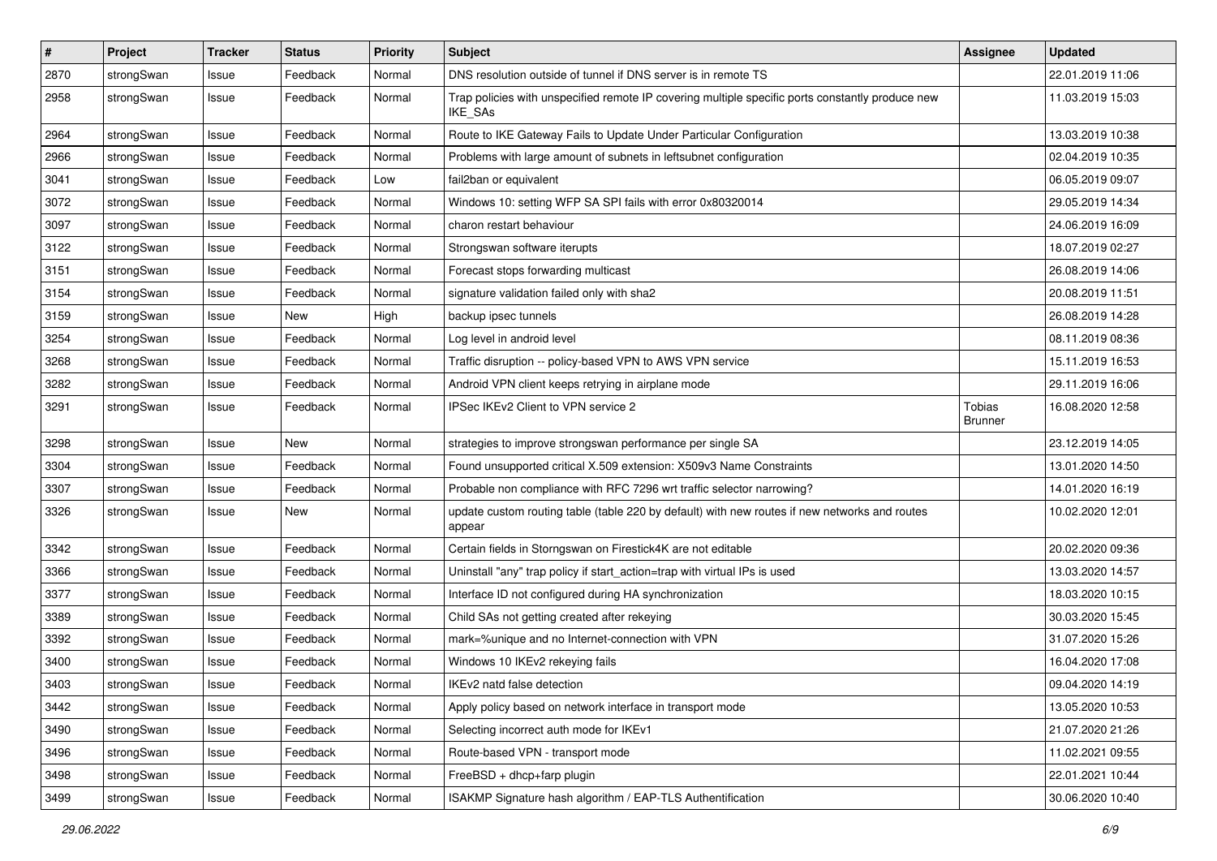| # | Project | Tracker | Status | Priority | Subject | Assignee | Updated |
|---|---|---|---|---|---|---|---|
| 2870 | strongSwan | Issue | Feedback | Normal | DNS resolution outside of tunnel if DNS server is in remote TS | | 22.01.2019 11:06 |
| 2958 | strongSwan | Issue | Feedback | Normal | Trap policies with unspecified remote IP covering multiple specific ports constantly produce new IKE_SAs | | 11.03.2019 15:03 |
| 2964 | strongSwan | Issue | Feedback | Normal | Route to IKE Gateway Fails to Update Under Particular Configuration | | 13.03.2019 10:38 |
| 2966 | strongSwan | Issue | Feedback | Normal | Problems with large amount of subnets in leftsubnet configuration | | 02.04.2019 10:35 |
| 3041 | strongSwan | Issue | Feedback | Low | fail2ban or equivalent | | 06.05.2019 09:07 |
| 3072 | strongSwan | Issue | Feedback | Normal | Windows 10: setting WFP SA SPI fails with error 0x80320014 | | 29.05.2019 14:34 |
| 3097 | strongSwan | Issue | Feedback | Normal | charon restart behaviour | | 24.06.2019 16:09 |
| 3122 | strongSwan | Issue | Feedback | Normal | Strongswan software iterupts | | 18.07.2019 02:27 |
| 3151 | strongSwan | Issue | Feedback | Normal | Forecast stops forwarding multicast | | 26.08.2019 14:06 |
| 3154 | strongSwan | Issue | Feedback | Normal | signature validation failed only with sha2 | | 20.08.2019 11:51 |
| 3159 | strongSwan | Issue | New | High | backup ipsec tunnels | | 26.08.2019 14:28 |
| 3254 | strongSwan | Issue | Feedback | Normal | Log level in android level | | 08.11.2019 08:36 |
| 3268 | strongSwan | Issue | Feedback | Normal | Traffic disruption -- policy-based VPN to AWS VPN service | | 15.11.2019 16:53 |
| 3282 | strongSwan | Issue | Feedback | Normal | Android VPN client keeps retrying in airplane mode | | 29.11.2019 16:06 |
| 3291 | strongSwan | Issue | Feedback | Normal | IPSec IKEv2 Client to VPN service 2 | Tobias Brunner | 16.08.2020 12:58 |
| 3298 | strongSwan | Issue | New | Normal | strategies to improve strongswan performance per single SA | | 23.12.2019 14:05 |
| 3304 | strongSwan | Issue | Feedback | Normal | Found unsupported critical X.509 extension: X509v3 Name Constraints | | 13.01.2020 14:50 |
| 3307 | strongSwan | Issue | Feedback | Normal | Probable non compliance with RFC 7296 wrt traffic selector narrowing? | | 14.01.2020 16:19 |
| 3326 | strongSwan | Issue | New | Normal | update custom routing table (table 220 by default) with new routes if new networks and routes appear | | 10.02.2020 12:01 |
| 3342 | strongSwan | Issue | Feedback | Normal | Certain fields in Storngswan on Firestick4K are not editable | | 20.02.2020 09:36 |
| 3366 | strongSwan | Issue | Feedback | Normal | Uninstall "any" trap policy if start_action=trap with virtual IPs is used | | 13.03.2020 14:57 |
| 3377 | strongSwan | Issue | Feedback | Normal | Interface ID not configured during HA synchronization | | 18.03.2020 10:15 |
| 3389 | strongSwan | Issue | Feedback | Normal | Child SAs not getting created after rekeying | | 30.03.2020 15:45 |
| 3392 | strongSwan | Issue | Feedback | Normal | mark=%unique and no Internet-connection with VPN | | 31.07.2020 15:26 |
| 3400 | strongSwan | Issue | Feedback | Normal | Windows 10 IKEv2 rekeying fails | | 16.04.2020 17:08 |
| 3403 | strongSwan | Issue | Feedback | Normal | IKEv2 natd false detection | | 09.04.2020 14:19 |
| 3442 | strongSwan | Issue | Feedback | Normal | Apply policy based on network interface in transport mode | | 13.05.2020 10:53 |
| 3490 | strongSwan | Issue | Feedback | Normal | Selecting incorrect auth mode for IKEv1 | | 21.07.2020 21:26 |
| 3496 | strongSwan | Issue | Feedback | Normal | Route-based VPN - transport mode | | 11.02.2021 09:55 |
| 3498 | strongSwan | Issue | Feedback | Normal | FreeBSD + dhcp+farp plugin | | 22.01.2021 10:44 |
| 3499 | strongSwan | Issue | Feedback | Normal | ISAKMP Signature hash algorithm / EAP-TLS Authentification | | 30.06.2020 10:40 |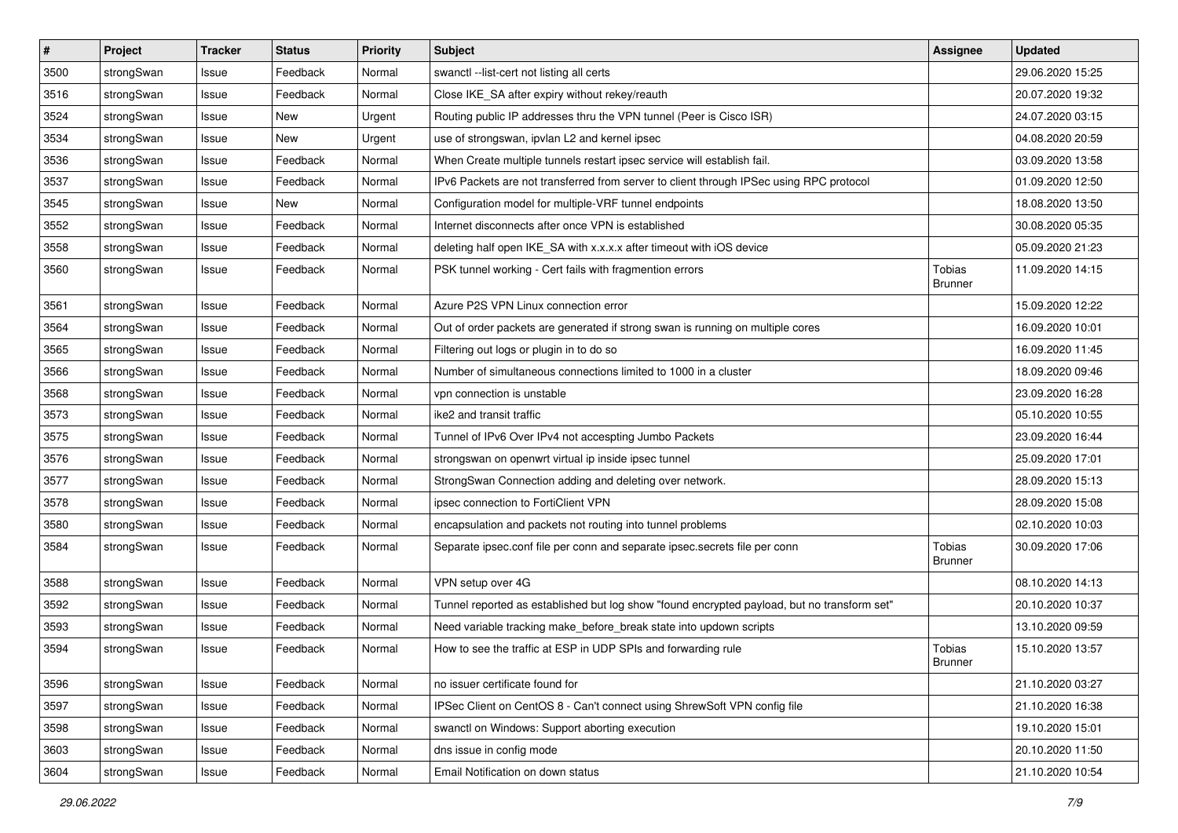| # | Project | Tracker | Status | Priority | Subject | Assignee | Updated |
|---|---|---|---|---|---|---|---|
| 3500 | strongSwan | Issue | Feedback | Normal | swanctl --list-cert not listing all certs | | 29.06.2020 15:25 |
| 3516 | strongSwan | Issue | Feedback | Normal | Close IKE_SA after expiry without rekey/reauth | | 20.07.2020 19:32 |
| 3524 | strongSwan | Issue | New | Urgent | Routing public IP addresses thru the VPN tunnel (Peer is Cisco ISR) | | 24.07.2020 03:15 |
| 3534 | strongSwan | Issue | New | Urgent | use of strongswan, ipvlan L2 and kernel ipsec | | 04.08.2020 20:59 |
| 3536 | strongSwan | Issue | Feedback | Normal | When Create multiple tunnels restart ipsec service will establish fail. | | 03.09.2020 13:58 |
| 3537 | strongSwan | Issue | Feedback | Normal | IPv6 Packets are not transferred from server to client through IPSec using RPC protocol | | 01.09.2020 12:50 |
| 3545 | strongSwan | Issue | New | Normal | Configuration model for multiple-VRF tunnel endpoints | | 18.08.2020 13:50 |
| 3552 | strongSwan | Issue | Feedback | Normal | Internet disconnects after once VPN is established | | 30.08.2020 05:35 |
| 3558 | strongSwan | Issue | Feedback | Normal | deleting half open IKE_SA with x.x.x.x after timeout with iOS device | | 05.09.2020 21:23 |
| 3560 | strongSwan | Issue | Feedback | Normal | PSK tunnel working - Cert fails with fragmention errors | Tobias Brunner | 11.09.2020 14:15 |
| 3561 | strongSwan | Issue | Feedback | Normal | Azure P2S VPN Linux connection error | | 15.09.2020 12:22 |
| 3564 | strongSwan | Issue | Feedback | Normal | Out of order packets are generated if strong swan is running on multiple cores | | 16.09.2020 10:01 |
| 3565 | strongSwan | Issue | Feedback | Normal | Filtering out logs or plugin in to do so | | 16.09.2020 11:45 |
| 3566 | strongSwan | Issue | Feedback | Normal | Number of simultaneous connections limited to 1000 in a cluster | | 18.09.2020 09:46 |
| 3568 | strongSwan | Issue | Feedback | Normal | vpn connection is unstable | | 23.09.2020 16:28 |
| 3573 | strongSwan | Issue | Feedback | Normal | ike2 and transit traffic | | 05.10.2020 10:55 |
| 3575 | strongSwan | Issue | Feedback | Normal | Tunnel of IPv6 Over IPv4 not accespting Jumbo Packets | | 23.09.2020 16:44 |
| 3576 | strongSwan | Issue | Feedback | Normal | strongswan on openwrt virtual ip inside ipsec tunnel | | 25.09.2020 17:01 |
| 3577 | strongSwan | Issue | Feedback | Normal | StrongSwan Connection adding and deleting over network. | | 28.09.2020 15:13 |
| 3578 | strongSwan | Issue | Feedback | Normal | ipsec connection to FortiClient VPN | | 28.09.2020 15:08 |
| 3580 | strongSwan | Issue | Feedback | Normal | encapsulation and packets not routing into tunnel problems | | 02.10.2020 10:03 |
| 3584 | strongSwan | Issue | Feedback | Normal | Separate ipsec.conf file per conn and separate ipsec.secrets file per conn | Tobias Brunner | 30.09.2020 17:06 |
| 3588 | strongSwan | Issue | Feedback | Normal | VPN setup over 4G | | 08.10.2020 14:13 |
| 3592 | strongSwan | Issue | Feedback | Normal | Tunnel reported as established but log show "found encrypted payload, but no transform set" | | 20.10.2020 10:37 |
| 3593 | strongSwan | Issue | Feedback | Normal | Need variable tracking make_before_break state into updown scripts | | 13.10.2020 09:59 |
| 3594 | strongSwan | Issue | Feedback | Normal | How to see the traffic at ESP in UDP SPIs and forwarding rule | Tobias Brunner | 15.10.2020 13:57 |
| 3596 | strongSwan | Issue | Feedback | Normal | no issuer certificate found for | | 21.10.2020 03:27 |
| 3597 | strongSwan | Issue | Feedback | Normal | IPSec Client on CentOS 8 - Can't connect using ShrewSoft VPN config file | | 21.10.2020 16:38 |
| 3598 | strongSwan | Issue | Feedback | Normal | swanctl on Windows: Support aborting execution | | 19.10.2020 15:01 |
| 3603 | strongSwan | Issue | Feedback | Normal | dns issue in config mode | | 20.10.2020 11:50 |
| 3604 | strongSwan | Issue | Feedback | Normal | Email Notification on down status | | 21.10.2020 10:54 |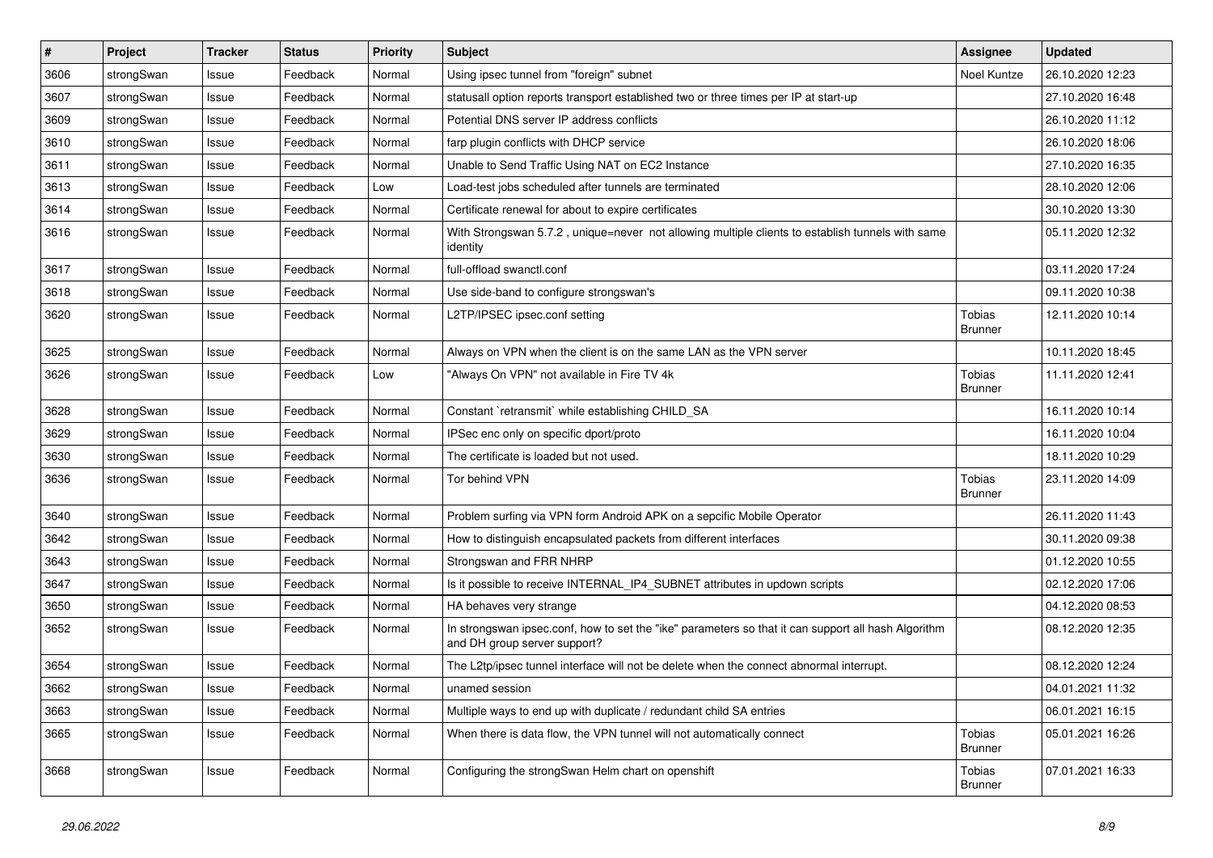| # | Project | Tracker | Status | Priority | Subject | Assignee | Updated |
|---|---|---|---|---|---|---|---|
| 3606 | strongSwan | Issue | Feedback | Normal | Using ipsec tunnel from "foreign" subnet | Noel Kuntze | 26.10.2020 12:23 |
| 3607 | strongSwan | Issue | Feedback | Normal | statusall option reports transport established two or three times per IP at start-up | | 27.10.2020 16:48 |
| 3609 | strongSwan | Issue | Feedback | Normal | Potential DNS server IP address conflicts | | 26.10.2020 11:12 |
| 3610 | strongSwan | Issue | Feedback | Normal | farp plugin conflicts with DHCP service | | 26.10.2020 18:06 |
| 3611 | strongSwan | Issue | Feedback | Normal | Unable to Send Traffic Using NAT on EC2 Instance | | 27.10.2020 16:35 |
| 3613 | strongSwan | Issue | Feedback | Low | Load-test jobs scheduled after tunnels are terminated | | 28.10.2020 12:06 |
| 3614 | strongSwan | Issue | Feedback | Normal | Certificate renewal for about to expire certificates | | 30.10.2020 13:30 |
| 3616 | strongSwan | Issue | Feedback | Normal | With Strongswan 5.7.2 , unique=never not allowing multiple clients to establish tunnels with same identity | | 05.11.2020 12:32 |
| 3617 | strongSwan | Issue | Feedback | Normal | full-offload swanctl.conf | | 03.11.2020 17:24 |
| 3618 | strongSwan | Issue | Feedback | Normal | Use side-band to configure strongswan's | | 09.11.2020 10:38 |
| 3620 | strongSwan | Issue | Feedback | Normal | L2TP/IPSEC ipsec.conf setting | Tobias Brunner | 12.11.2020 10:14 |
| 3625 | strongSwan | Issue | Feedback | Normal | Always on VPN when the client is on the same LAN as the VPN server | | 10.11.2020 18:45 |
| 3626 | strongSwan | Issue | Feedback | Low | "Always On VPN" not available in Fire TV 4k | Tobias Brunner | 11.11.2020 12:41 |
| 3628 | strongSwan | Issue | Feedback | Normal | Constant `retransmit` while establishing CHILD_SA | | 16.11.2020 10:14 |
| 3629 | strongSwan | Issue | Feedback | Normal | IPSec enc only on specific dport/proto | | 16.11.2020 10:04 |
| 3630 | strongSwan | Issue | Feedback | Normal | The certificate is loaded but not used. | | 18.11.2020 10:29 |
| 3636 | strongSwan | Issue | Feedback | Normal | Tor behind VPN | Tobias Brunner | 23.11.2020 14:09 |
| 3640 | strongSwan | Issue | Feedback | Normal | Problem surfing via VPN form Android APK on a sepcific Mobile Operator | | 26.11.2020 11:43 |
| 3642 | strongSwan | Issue | Feedback | Normal | How to distinguish encapsulated packets from different interfaces | | 30.11.2020 09:38 |
| 3643 | strongSwan | Issue | Feedback | Normal | Strongswan and FRR NHRP | | 01.12.2020 10:55 |
| 3647 | strongSwan | Issue | Feedback | Normal | Is it possible to receive INTERNAL_IP4_SUBNET attributes in updown scripts | | 02.12.2020 17:06 |
| 3650 | strongSwan | Issue | Feedback | Normal | HA behaves very strange | | 04.12.2020 08:53 |
| 3652 | strongSwan | Issue | Feedback | Normal | In strongswan ipsec.conf, how to set the "ike" parameters so that it can support all hash Algorithm and DH group server support? | | 08.12.2020 12:35 |
| 3654 | strongSwan | Issue | Feedback | Normal | The L2tp/ipsec tunnel interface will not be delete when the connect abnormal interrupt. | | 08.12.2020 12:24 |
| 3662 | strongSwan | Issue | Feedback | Normal | unamed session | | 04.01.2021 11:32 |
| 3663 | strongSwan | Issue | Feedback | Normal | Multiple ways to end up with duplicate / redundant child SA entries | | 06.01.2021 16:15 |
| 3665 | strongSwan | Issue | Feedback | Normal | When there is data flow, the VPN tunnel will not automatically connect | Tobias Brunner | 05.01.2021 16:26 |
| 3668 | strongSwan | Issue | Feedback | Normal | Configuring the strongSwan Helm chart on openshift | Tobias Brunner | 07.01.2021 16:33 |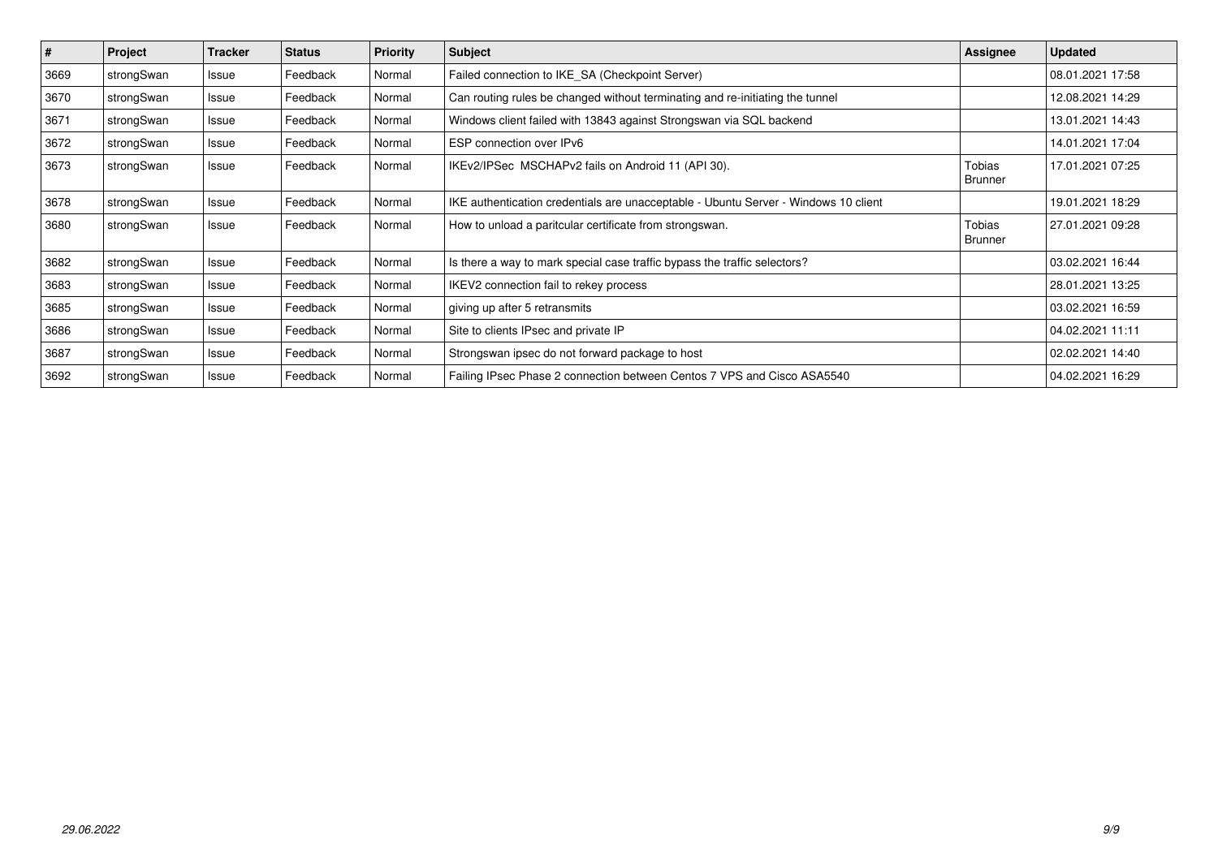| # | Project | Tracker | Status | Priority | Subject | Assignee | Updated |
|---|---|---|---|---|---|---|---|
| 3669 | strongSwan | Issue | Feedback | Normal | Failed connection to IKE_SA (Checkpoint Server) | | 08.01.2021 17:58 |
| 3670 | strongSwan | Issue | Feedback | Normal | Can routing rules be changed without terminating and re-initiating the tunnel | | 12.08.2021 14:29 |
| 3671 | strongSwan | Issue | Feedback | Normal | Windows client failed with 13843 against Strongswan via SQL backend | | 13.01.2021 14:43 |
| 3672 | strongSwan | Issue | Feedback | Normal | ESP connection over IPv6 | | 14.01.2021 17:04 |
| 3673 | strongSwan | Issue | Feedback | Normal | IKEv2/IPSec MSCHAPv2 fails on Android 11 (API 30). | Tobias Brunner | 17.01.2021 07:25 |
| 3678 | strongSwan | Issue | Feedback | Normal | IKE authentication credentials are unacceptable - Ubuntu Server - Windows 10 client | | 19.01.2021 18:29 |
| 3680 | strongSwan | Issue | Feedback | Normal | How to unload a paritcular certificate from strongswan. | Tobias Brunner | 27.01.2021 09:28 |
| 3682 | strongSwan | Issue | Feedback | Normal | Is there a way to mark special case traffic bypass the traffic selectors? | | 03.02.2021 16:44 |
| 3683 | strongSwan | Issue | Feedback | Normal | IKEV2 connection fail to rekey process | | 28.01.2021 13:25 |
| 3685 | strongSwan | Issue | Feedback | Normal | giving up after 5 retransmits | | 03.02.2021 16:59 |
| 3686 | strongSwan | Issue | Feedback | Normal | Site to clients IPsec and private IP | | 04.02.2021 11:11 |
| 3687 | strongSwan | Issue | Feedback | Normal | Strongswan ipsec do not forward package to host | | 02.02.2021 14:40 |
| 3692 | strongSwan | Issue | Feedback | Normal | Failing IPsec Phase 2 connection between Centos 7 VPS and Cisco ASA5540 | | 04.02.2021 16:29 |